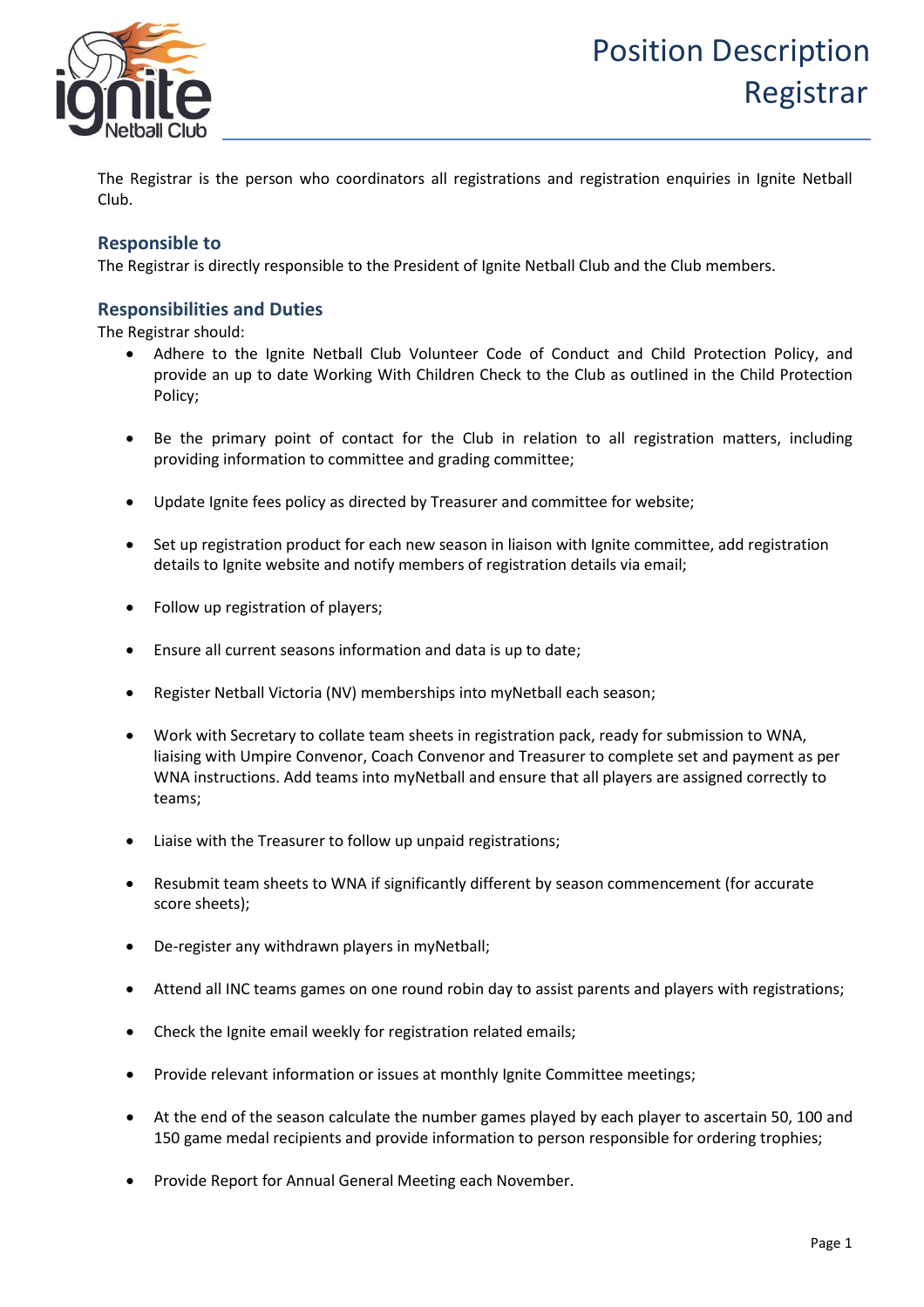# Position Description Registrar

The Registrar is the person who coordinators all registrations and registration enquiries in Ignite Netball Club.

## Responsible to

The Registrar is directly responsible to the President of Ignite Netball Club and the Club members.

## Responsibilities and Duties

The Registrar should:

- Adhere to the Ignite Netball Club Volunteer Code of Conduct and Child Protection Policy, and provide an up to date Working With Children Check to the Club as outlined in the Child Protection Policy;
- Be the primary point of contact for the Club in relation to all registration matters, including providing information to committee and grading committee;
- Update Ignite fees policy as directed by Treasurer and committee for website;
- Set up registration product for each new season in liaison with Ignite committee, add registration details to Ignite website and notify members of registration details via email;
- Follow up registration of players;
- Ensure all current seasons information and data is up to date;
- Register Netball Victoria (NV) memberships into myNetball each season;
- Work with Secretary to collate team sheets in registration pack, ready for submission to WNA, liaising with Umpire Convenor, Coach Convenor and Treasurer to complete set and payment as per WNA instructions. Add teams into myNetball and ensure that all players are assigned correctly to teams;
- Liaise with the Treasurer to follow up unpaid registrations;
- Resubmit team sheets to WNA if significantly different by season commencement (for accurate score sheets);
- De-register any withdrawn players in myNetball;
- Attend all INC teams games on one round robin day to assist parents and players with registrations;
- Check the Ignite email weekly for registration related emails;
- Provide relevant information or issues at monthly Ignite Committee meetings;
- At the end of the season calculate the number games played by each player to ascertain 50, 100 and 150 game medal recipients and provide information to person responsible for ordering trophies;
- Provide Report for Annual General Meeting each November.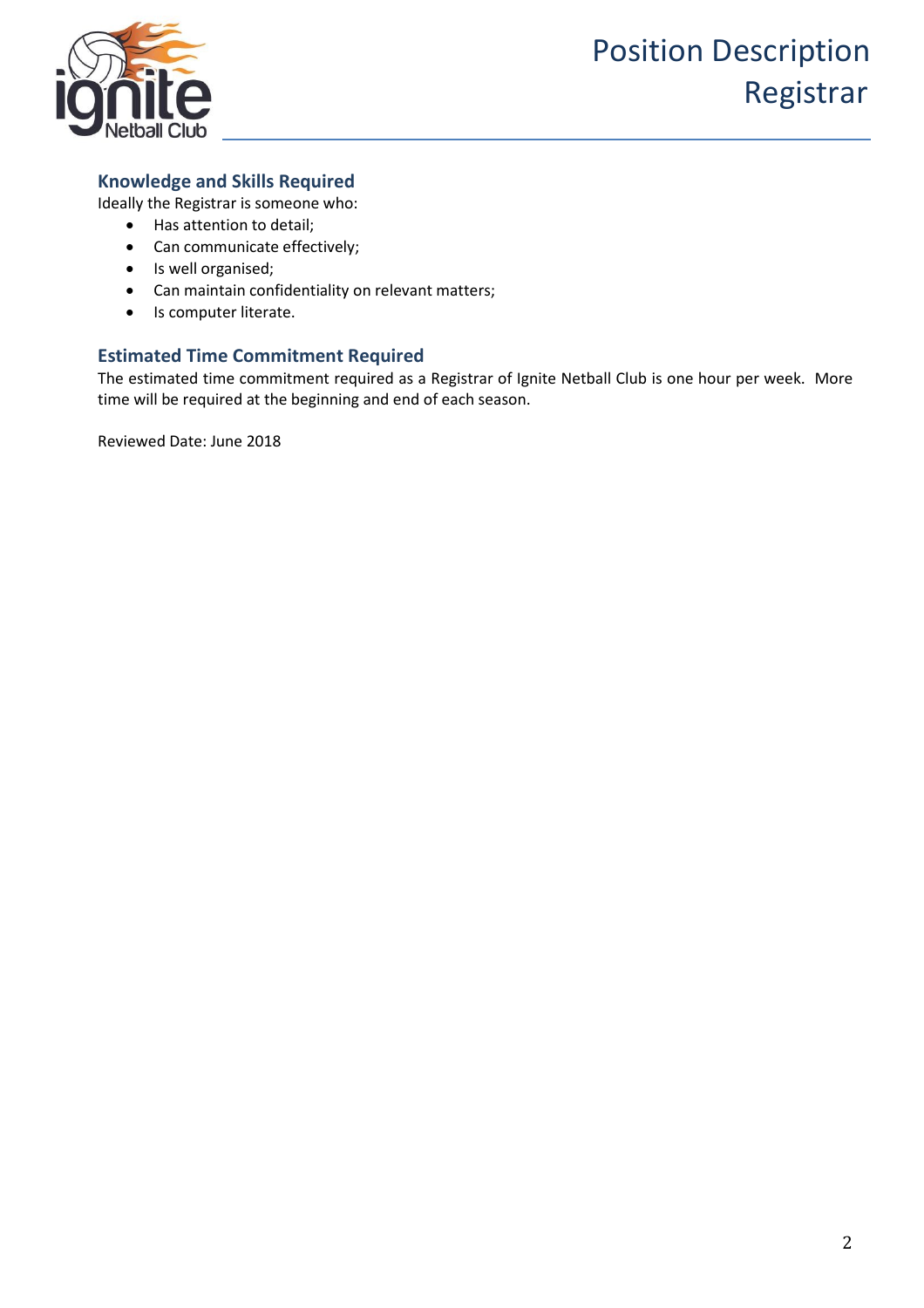## Knowledge and Skills Required

Ideally the Registrar is someone who:

- Has attention to detail;
- Can communicate effectively;
- Is well organised;
- Can maintain confidentiality on relevant matters;
- Is computer literate.

## Estimated Time Commitment Required

The estimated time commitment required as a Registrar of Ignite Netball Club is one hour per week. More time will be required at the beginning and end of each season.

Reviewed Date: June 2018